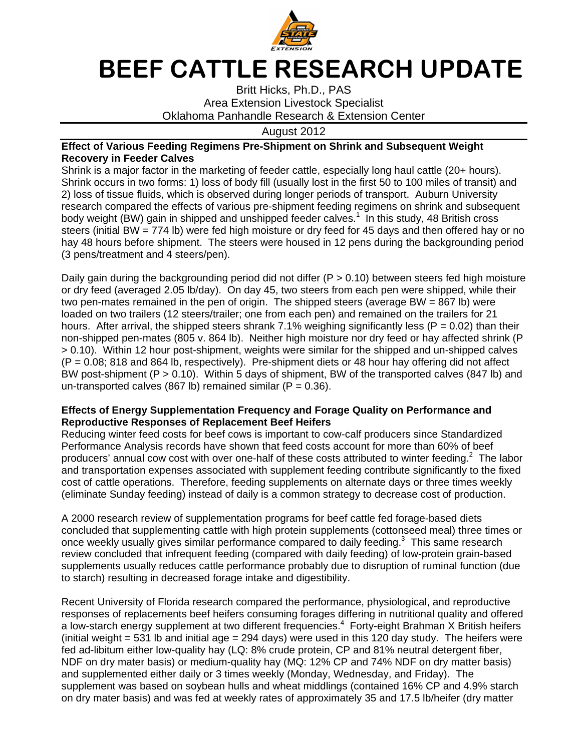# BEEF CATTLE RESEARCH UPDATE

Britt Hicks, Ph.D., PAS
Area Extension Livestock Specialist
Oklahoma Panhandle Research & Extension Center

August 2012

### Effect of Various Feeding Regimens Pre-Shipment on Shrink and Subsequent Weight Recovery in Feeder Calves

Shrink is a major factor in the marketing of feeder cattle, especially long haul cattle (20+ hours). Shrink occurs in two forms: 1) loss of body fill (usually lost in the first 50 to 100 miles of transit) and 2) loss of tissue fluids, which is observed during longer periods of transport. Auburn University research compared the effects of various pre-shipment feeding regimens on shrink and subsequent body weight (BW) gain in shipped and unshipped feeder calves.[1] In this study, 48 British cross steers (initial BW = 774 lb) were fed high moisture or dry feed for 45 days and then offered hay or no hay 48 hours before shipment. The steers were housed in 12 pens during the backgrounding period (3 pens/treatment and 4 steers/pen).

Daily gain during the backgrounding period did not differ ($P > 0.10$) between steers fed high moisture or dry feed (averaged 2.05 lb/day). On day 45, two steers from each pen were shipped, while their two pen-mates remained in the pen of origin. The shipped steers (average BW = 867 lb) were loaded on two trailers (12 steers/trailer; one from each pen) and remained on the trailers for 21 hours. After arrival, the shipped steers shrank 7.1% weighing significantly less ($P = 0.02$) than their non-shipped pen-mates (805 v. 864 lb). Neither high moisture nor dry feed or hay affected shrink ($P > 0.10$). Within 12 hour post-shipment, weights were similar for the shipped and un-shipped calves ($P = 0.08$; 818 and 864 lb, respectively). Pre-shipment diets or 48 hour hay offering did not affect BW post-shipment ($P > 0.10$). Within 5 days of shipment, BW of the transported calves (847 lb) and un-transported calves (867 lb) remained similar ($P = 0.36$).

### Effects of Energy Supplementation Frequency and Forage Quality on Performance and Reproductive Responses of Replacement Beef Heifers

Reducing winter feed costs for beef cows is important to cow-calf producers since Standardized Performance Analysis records have shown that feed costs account for more than 60% of beef producers' annual cow cost with over one-half of these costs attributed to winter feeding.[2] The labor and transportation expenses associated with supplement feeding contribute significantly to the fixed cost of cattle operations. Therefore, feeding supplements on alternate days or three times weekly (eliminate Sunday feeding) instead of daily is a common strategy to decrease cost of production.

A 2000 research review of supplementation programs for beef cattle fed forage-based diets concluded that supplementing cattle with high protein supplements (cottonseed meal) three times or once weekly usually gives similar performance compared to daily feeding.[3] This same research review concluded that infrequent feeding (compared with daily feeding) of low-protein grain-based supplements usually reduces cattle performance probably due to disruption of ruminal function (due to starch) resulting in decreased forage intake and digestibility.

Recent University of Florida research compared the performance, physiological, and reproductive responses of replacements beef heifers consuming forages differing in nutritional quality and offered a low-starch energy supplement at two different frequencies.[4] Forty-eight Brahman X British heifers (initial weight = 531 lb and initial age = 294 days) were used in this 120 day study. The heifers were fed ad-libitum either low-quality hay (LQ: 8% crude protein, CP and 81% neutral detergent fiber, NDF on dry mater basis) or medium-quality hay (MQ: 12% CP and 74% NDF on dry matter basis) and supplemented either daily or 3 times weekly (Monday, Wednesday, and Friday). The supplement was based on soybean hulls and wheat middlings (contained 16% CP and 4.9% starch on dry matter basis) and was fed at weekly rates of approximately 35 and 17.5 lb/heifer (dry matter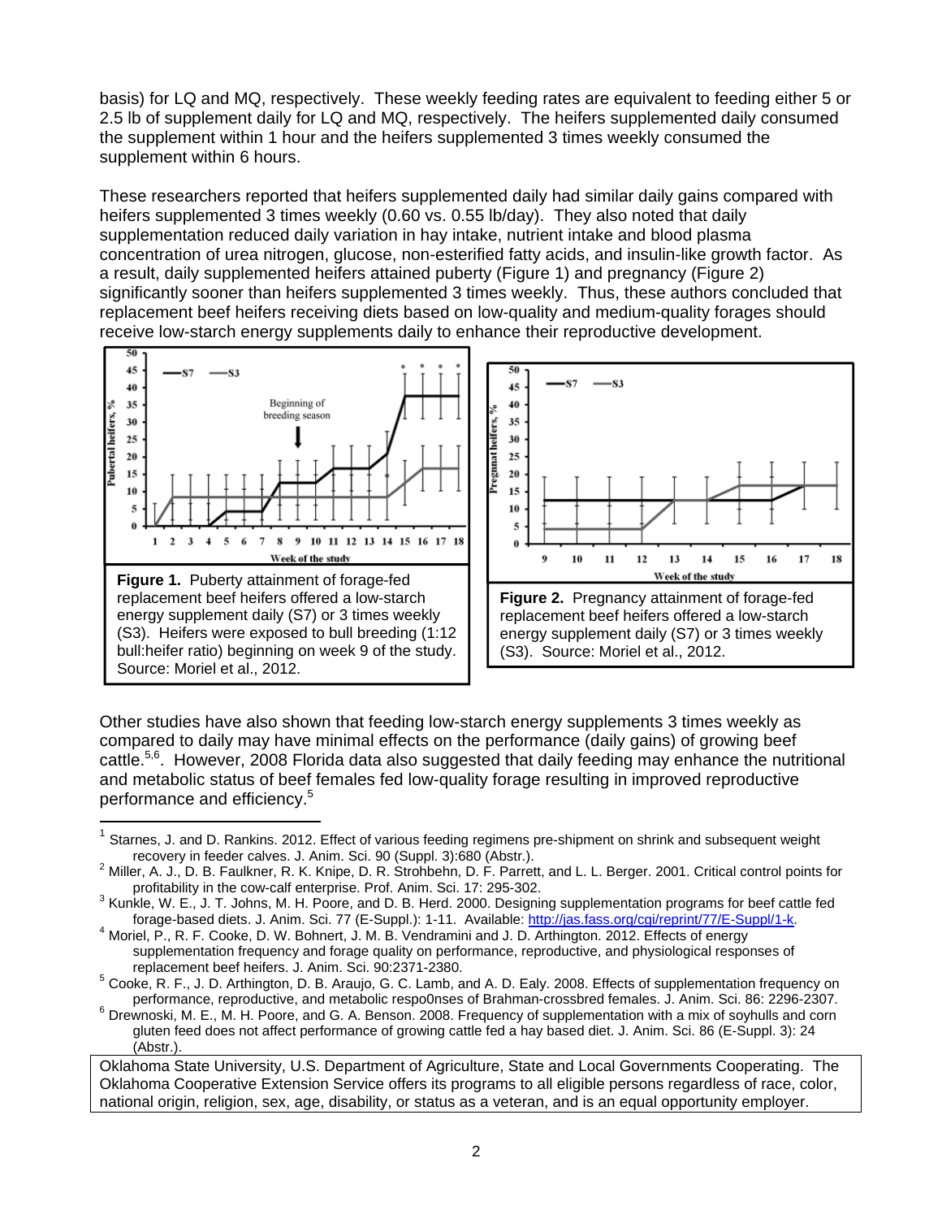basis) for LQ and MQ, respectively. These weekly feeding rates are equivalent to feeding either 5 or 2.5 lb of supplement daily for LQ and MQ, respectively. The heifers supplemented daily consumed the supplement within 1 hour and the heifers supplemented 3 times weekly consumed the supplement within 6 hours.

These researchers reported that heifers supplemented daily had similar daily gains compared with heifers supplemented 3 times weekly (0.60 vs. 0.55 lb/day). They also noted that daily supplementation reduced daily variation in hay intake, nutrient intake and blood plasma concentration of urea nitrogen, glucose, non-esterified fatty acids, and insulin-like growth factor. As a result, daily supplemented heifers attained puberty (Figure 1) and pregnancy (Figure 2) significantly sooner than heifers supplemented 3 times weekly. Thus, these authors concluded that replacement beef heifers receiving diets based on low-quality and medium-quality forages should receive low-starch energy supplements daily to enhance their reproductive development.

Pubertal heifers, %
S7 S3
Beginning of breeding season
Week of the study

**Figure 1.** Puberty attainment of forage-fed replacement beef heifers offered a low-starch energy supplement daily (S7) or 3 times weekly (S3). Heifers were exposed to bull breeding (1:12 bull:heifer ratio) beginning on week 9 of the study. Source: Moriel et al., 2012.

Pregnant heifers, %
S7 S3
Week of the study

**Figure 2.** Pregnancy attainment of forage-fed replacement beef heifers offered a low-starch energy supplement daily (S7) or 3 times weekly (S3). Source: Moriel et al., 2012.

Other studies have also shown that feeding low-starch energy supplements 3 times weekly as compared to daily may have minimal effects on the performance (daily gains) of growing beef cattle.[5,6]. However, 2008 Florida data also suggested that daily feeding may enhance the nutritional and metabolic status of beef females fed low-quality forage resulting in improved reproductive performance and efficiency.[5]

---

[1] Starnes, J. and D. Rankins. 2012. Effect of various feeding regimens pre-shipment on shrink and subsequent weight recovery in feeder calves. J. Anim. Sci. 90 (Suppl. 3):680 (Abstr.).

[2] Miller, A. J., D. B. Faulkner, R. K. Knipe, D. R. Strohbehn, D. F. Parrett, and L. L. Berger. 2001. Critical control points for profitability in the cow-calf enterprise. Prof. Anim. Sci. 17: 295-302.

[3] Kunkle, W. E., J. T. Johns, M. H. Poore, and D. B. Herd. 2000. Designing supplementation programs for beef cattle fed forage-based diets. J. Anim. Sci. 77 (E-Suppl.): 1-11. Available: http://jas.fass.org/cgi/reprint/77/E-Suppl/1-k.

[4] Moriel, P., R. F. Cooke, D. W. Bohnert, J. M. B. Vendramini and J. D. Arthington. 2012. Effects of energy supplementation frequency and forage quality on performance, reproductive, and physiological responses of replacement beef heifers. J. Anim. Sci. 90:2371-2380.

[5] Cooke, R. F., J. D. Arthington, D. B. Araujo, G. C. Lamb, and A. D. Ealy. 2008. Effects of supplementation frequency on performance, reproductive, and metabolic respo0nses of Brahman-crossbred females. J. Anim. Sci. 86: 2296-2307.

[6] Drewnoski, M. E., M. H. Poore, and G. A. Benson. 2008. Frequency of supplementation with a mix of soyhulls and corn gluten feed does not affect performance of growing cattle fed a hay based diet. J. Anim. Sci. 86 (E-Suppl. 3): 24 (Abstr.).

Oklahoma State University, U.S. Department of Agriculture, State and Local Governments Cooperating. The Oklahoma Cooperative Extension Service offers its programs to all eligible persons regardless of race, color, national origin, religion, sex, age, disability, or status as a veteran, and is an equal opportunity employer.